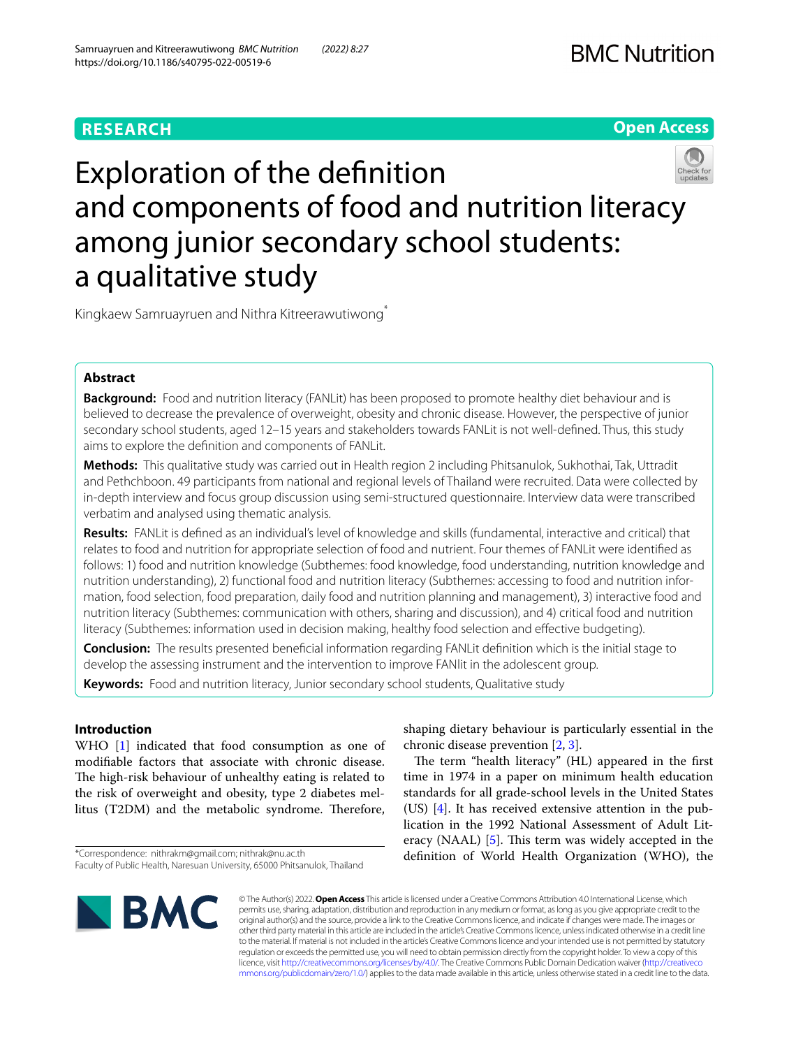RESEARCH

Open Access

# Exploration of the definition and components of food and nutrition literacy among junior secondary school students: a qualitative study

Kingkaew Samruayruen and Nithra Kitreerawutiwong*

## Abstract

**Background:** Food and nutrition literacy (FANLit) has been proposed to promote healthy diet behaviour and is believed to decrease the prevalence of overweight, obesity and chronic disease. However, the perspective of junior secondary school students, aged 12–15 years and stakeholders towards FANLit is not well-defined. Thus, this study aims to explore the definition and components of FANLit.

**Methods:** This qualitative study was carried out in Health region 2 including Phitsanulok, Sukhothai, Tak, Uttradit and Pethchboon. 49 participants from national and regional levels of Thailand were recruited. Data were collected by in-depth interview and focus group discussion using semi-structured questionnaire. Interview data were transcribed verbatim and analysed using thematic analysis.

**Results:** FANLit is defined as an individual's level of knowledge and skills (fundamental, interactive and critical) that relates to food and nutrition for appropriate selection of food and nutrient. Four themes of FANLit were identified as follows: 1) food and nutrition knowledge (Subthemes: food knowledge, food understanding, nutrition knowledge and nutrition understanding), 2) functional food and nutrition literacy (Subthemes: accessing to food and nutrition information, food selection, food preparation, daily food and nutrition planning and management), 3) interactive food and nutrition literacy (Subthemes: communication with others, sharing and discussion), and 4) critical food and nutrition literacy (Subthemes: information used in decision making, healthy food selection and effective budgeting).

**Conclusion:** The results presented beneficial information regarding FANLit definition which is the initial stage to develop the assessing instrument and the intervention to improve FANlit in the adolescent group.

**Keywords:** Food and nutrition literacy, Junior secondary school students, Qualitative study

## Introduction

WHO [1] indicated that food consumption as one of modifiable factors that associate with chronic disease. The high-risk behaviour of unhealthy eating is related to the risk of overweight and obesity, type 2 diabetes mellitus (T2DM) and the metabolic syndrome. Therefore, shaping dietary behaviour is particularly essential in the chronic disease prevention [2, 3].

The term "health literacy" (HL) appeared in the first time in 1974 in a paper on minimum health education standards for all grade-school levels in the United States (US) [4]. It has received extensive attention in the publication in the 1992 National Assessment of Adult Literacy (NAAL) [5]. This term was widely accepted in the definition of World Health Organization (WHO), the

*Correspondence: nithrakm@gmail.com; nithrak@nu.ac.th
Faculty of Public Health, Naresuan University, 65000 Phitsanulok, Thailand

© The Author(s) 2022. **Open Access** This article is licensed under a Creative Commons Attribution 4.0 International License, which permits use, sharing, adaptation, distribution and reproduction in any medium or format, as long as you give appropriate credit to the original author(s) and the source, provide a link to the Creative Commons licence, and indicate if changes were made. The images or other third party material in this article are included in the article's Creative Commons licence, unless indicated otherwise in a credit line to the material. If material is not included in the article's Creative Commons licence and your intended use is not permitted by statutory regulation or exceeds the permitted use, you will need to obtain permission directly from the copyright holder. To view a copy of this licence, visit http://creativecommons.org/licenses/by/4.0/. The Creative Commons Public Domain Dedication waiver (http://creativecommons.org/publicdomain/zero/1.0/) applies to the data made available in this article, unless otherwise stated in a credit line to the data.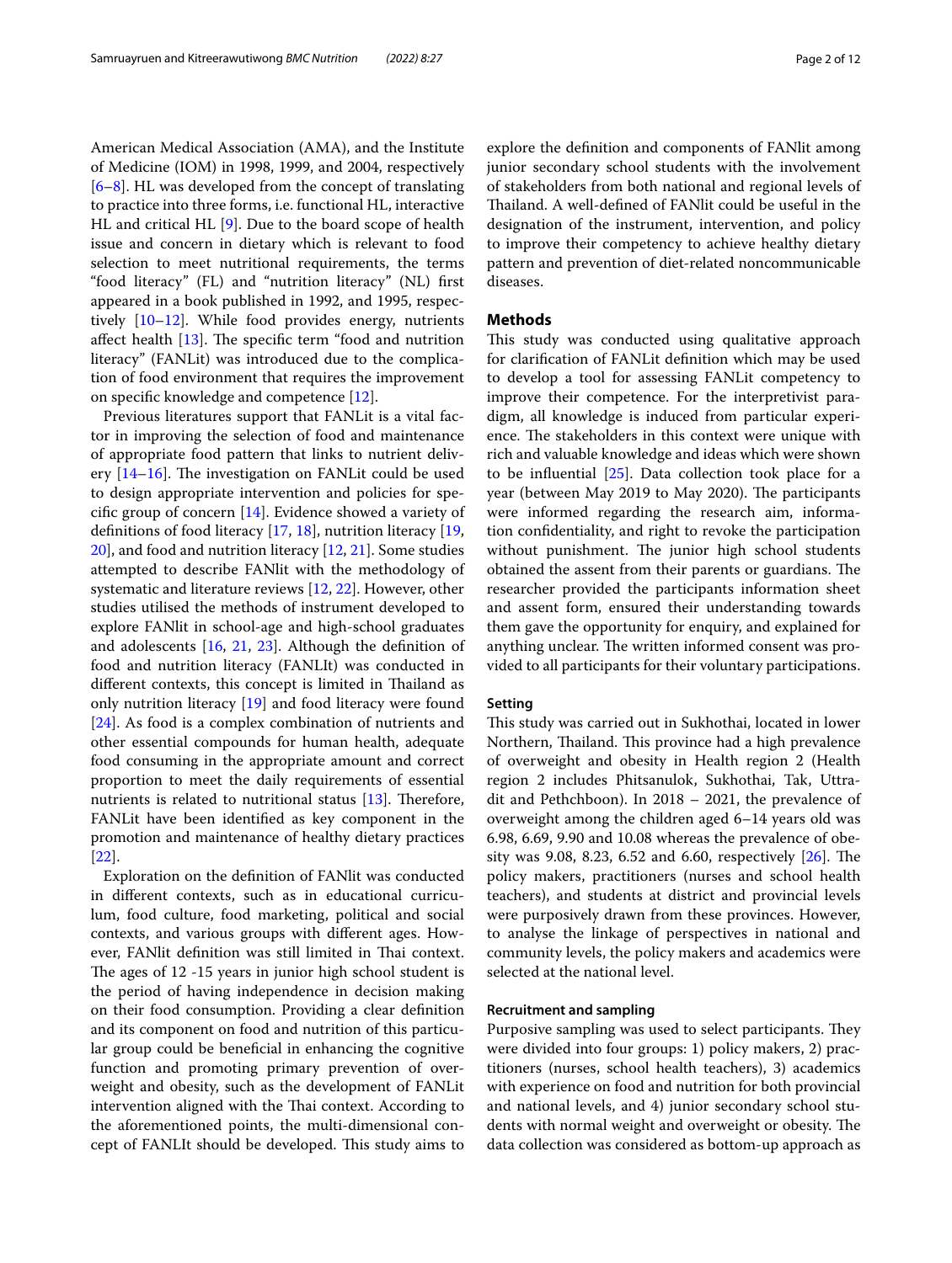American Medical Association (AMA), and the Institute of Medicine (IOM) in 1998, 1999, and 2004, respectively [6–8]. HL was developed from the concept of translating to practice into three forms, i.e. functional HL, interactive HL and critical HL [9]. Due to the board scope of health issue and concern in dietary which is relevant to food selection to meet nutritional requirements, the terms "food literacy" (FL) and "nutrition literacy" (NL) first appeared in a book published in 1992, and 1995, respectively [10–12]. While food provides energy, nutrients affect health [13]. The specific term "food and nutrition literacy" (FANLit) was introduced due to the complication of food environment that requires the improvement on specific knowledge and competence [12].

Previous literatures support that FANLit is a vital factor in improving the selection of food and maintenance of appropriate food pattern that links to nutrient delivery [14–16]. The investigation on FANLit could be used to design appropriate intervention and policies for specific group of concern [14]. Evidence showed a variety of definitions of food literacy [17, 18], nutrition literacy [19, 20], and food and nutrition literacy [12, 21]. Some studies attempted to describe FANLit with the methodology of systematic and literature reviews [12, 22]. However, other studies utilised the methods of instrument developed to explore FANlit in school-age and high-school graduates and adolescents [16, 21, 23]. Although the definition of food and nutrition literacy (FANLIt) was conducted in different contexts, this concept is limited in Thailand as only nutrition literacy [19] and food literacy were found [24]. As food is a complex combination of nutrients and other essential compounds for human health, adequate food consuming in the appropriate amount and correct proportion to meet the daily requirements of essential nutrients is related to nutritional status [13]. Therefore, FANLit have been identified as key component in the promotion and maintenance of healthy dietary practices [22].

Exploration on the definition of FANlit was conducted in different contexts, such as in educational curriculum, food culture, food marketing, political and social contexts, and various groups with different ages. However, FANlit definition was still limited in Thai context. The ages of 12 -15 years in junior high school student is the period of having independence in decision making on their food consumption. Providing a clear definition and its component on food and nutrition of this particular group could be beneficial in enhancing the cognitive function and promoting primary prevention of overweight and obesity, such as the development of FANLit intervention aligned with the Thai context. According to the aforementioned points, the multi-dimensional concept of FANLIt should be developed. This study aims to explore the definition and components of FANlit among junior secondary school students with the involvement of stakeholders from both national and regional levels of Thailand. A well-defined of FANlit could be useful in the designation of the instrument, intervention, and policy to improve their competency to achieve healthy dietary pattern and prevention of diet-related noncommunicable diseases.

## Methods

This study was conducted using qualitative approach for clarification of FANLit definition which may be used to develop a tool for assessing FANLit competency to improve their competence. For the interpretivist paradigm, all knowledge is induced from particular experience. The stakeholders in this context were unique with rich and valuable knowledge and ideas which were shown to be influential [25]. Data collection took place for a year (between May 2019 to May 2020). The participants were informed regarding the research aim, information confidentiality, and right to revoke the participation without punishment. The junior high school students obtained the assent from their parents or guardians. The researcher provided the participants information sheet and assent form, ensured their understanding towards them gave the opportunity for enquiry, and explained for anything unclear. The written informed consent was provided to all participants for their voluntary participations.

### Setting

This study was carried out in Sukhothai, located in lower Northern, Thailand. This province had a high prevalence of overweight and obesity in Health region 2 (Health region 2 includes Phitsanulok, Sukhothai, Tak, Uttradit and Pethchboon). In 2018 – 2021, the prevalence of overweight among the children aged 6–14 years old was 6.98, 6.69, 9.90 and 10.08 whereas the prevalence of obesity was 9.08, 8.23, 6.52 and 6.60, respectively [26]. The policy makers, practitioners (nurses and school health teachers), and students at district and provincial levels were purposively drawn from these provinces. However, to analyse the linkage of perspectives in national and community levels, the policy makers and academics were selected at the national level.

### Recruitment and sampling

Purposive sampling was used to select participants. They were divided into four groups: 1) policy makers, 2) practitioners (nurses, school health teachers), 3) academics with experience on food and nutrition for both provincial and national levels, and 4) junior secondary school students with normal weight and overweight or obesity. The data collection was considered as bottom-up approach as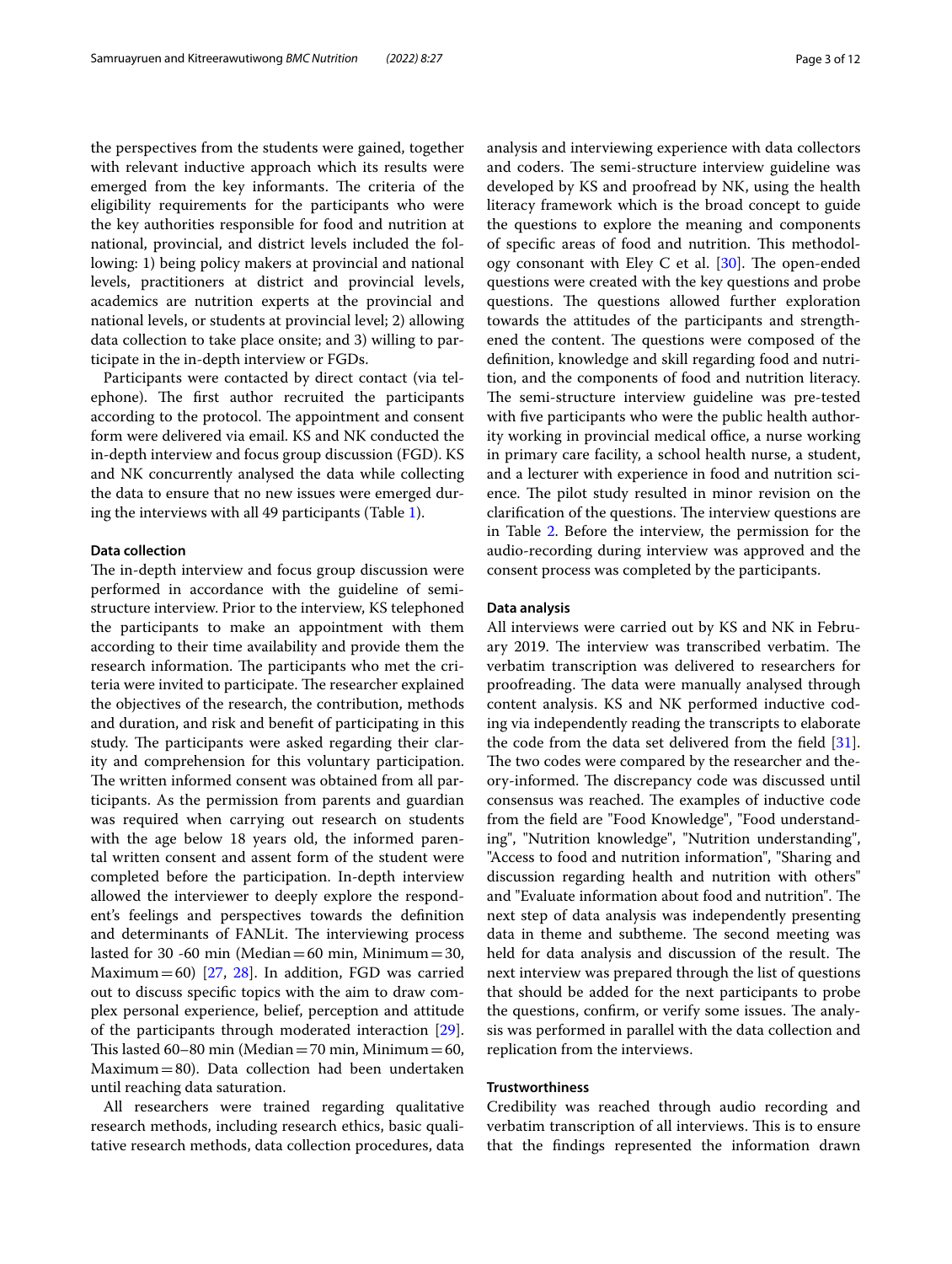the perspectives from the students were gained, together with relevant inductive approach which its results were emerged from the key informants. The criteria of the eligibility requirements for the participants who were the key authorities responsible for food and nutrition at national, provincial, and district levels included the following: 1) being policy makers at provincial and national levels, practitioners at district and provincial levels, academics are nutrition experts at the provincial and national levels, or students at provincial level; 2) allowing data collection to take place onsite; and 3) willing to participate in the in-depth interview or FGDs.

Participants were contacted by direct contact (via telephone). The first author recruited the participants according to the protocol. The appointment and consent form were delivered via email. KS and NK conducted the in-depth interview and focus group discussion (FGD). KS and NK concurrently analysed the data while collecting the data to ensure that no new issues were emerged during the interviews with all 49 participants (Table 1).

### Data collection

The in-depth interview and focus group discussion were performed in accordance with the guideline of semi-structure interview. Prior to the interview, KS telephoned the participants to make an appointment with them according to their time availability and provide them the research information. The participants who met the criteria were invited to participate. The researcher explained the objectives of the research, the contribution, methods and duration, and risk and benefit of participating in this study. The participants were asked regarding their clarity and comprehension for this voluntary participation. The written informed consent was obtained from all participants. As the permission from parents and guardian was required when carrying out research on students with the age below 18 years old, the informed parental written consent and assent form of the student were completed before the participation. In-depth interview allowed the interviewer to deeply explore the respondent's feelings and perspectives towards the definition and determinants of FANLit. The interviewing process lasted for 30 -60 min (Median = 60 min, Minimum = 30, Maximum = 60) [27, 28]. In addition, FGD was carried out to discuss specific topics with the aim to draw complex personal experience, belief, perception and attitude of the participants through moderated interaction [29]. This lasted 60–80 min (Median = 70 min, Minimum = 60, Maximum = 80). Data collection had been undertaken until reaching data saturation.

All researchers were trained regarding qualitative research methods, including research ethics, basic qualitative research methods, data collection procedures, data analysis and interviewing experience with data collectors and coders. The semi-structure interview guideline was developed by KS and proofread by NK, using the health literacy framework which is the broad concept to guide the questions to explore the meaning and components of specific areas of food and nutrition. This methodology consonant with Eley C et al. [30]. The open-ended questions were created with the key questions and probe questions. The questions allowed further exploration towards the attitudes of the participants and strengthened the content. The questions were composed of the definition, knowledge and skill regarding food and nutrition, and the components of food and nutrition literacy. The semi-structure interview guideline was pre-tested with five participants who were the public health authority working in provincial medical office, a nurse working in primary care facility, a school health nurse, a student, and a lecturer with experience in food and nutrition science. The pilot study resulted in minor revision on the clarification of the questions. The interview questions are in Table 2. Before the interview, the permission for the audio-recording during interview was approved and the consent process was completed by the participants.

### Data analysis

All interviews were carried out by KS and NK in February 2019. The interview was transcribed verbatim. The verbatim transcription was delivered to researchers for proofreading. The data were manually analysed through content analysis. KS and NK performed inductive coding via independently reading the transcripts to elaborate the code from the data set delivered from the field [31]. The two codes were compared by the researcher and theory-informed. The discrepancy code was discussed until consensus was reached. The examples of inductive code from the field are "Food Knowledge", "Food understanding", "Nutrition knowledge", "Nutrition understanding", "Access to food and nutrition information", "Sharing and discussion regarding health and nutrition with others" and "Evaluate information about food and nutrition". The next step of data analysis was independently presenting data in theme and subtheme. The second meeting was held for data analysis and discussion of the result. The next interview was prepared through the list of questions that should be added for the next participants to probe the questions, confirm, or verify some issues. The analysis was performed in parallel with the data collection and replication from the interviews.

### Trustworthiness

Credibility was reached through audio recording and verbatim transcription of all interviews. This is to ensure that the findings represented the information drawn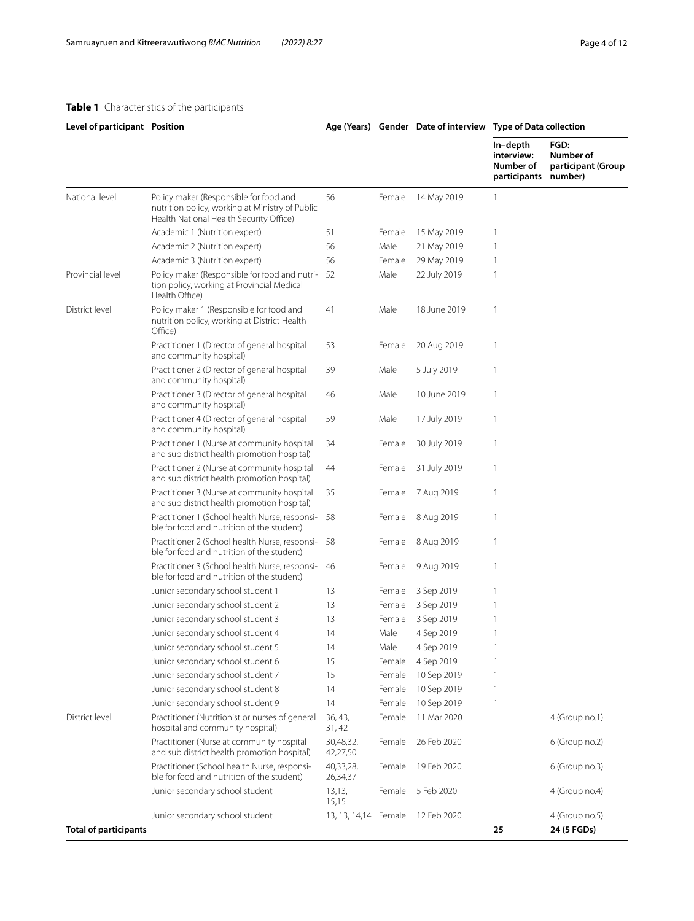**Table 1** Characteristics of the participants

| Level of participant | Position | Age (Years) | Gender | Date of interview | Type of Data collection | |
|---|---|---|---|---|---|---|
| | | | | | In–depth interview: Number of participants | FGD: Number of participant (Group number) |
| National level | Policy maker (Responsible for food and nutrition policy, working at Ministry of Public Health National Health Security Office) | 56 | Female | 14 May 2019 | 1 | |
| | Academic 1 (Nutrition expert) | 51 | Female | 15 May 2019 | 1 | |
| | Academic 2 (Nutrition expert) | 56 | Male | 21 May 2019 | 1 | |
| | Academic 3 (Nutrition expert) | 56 | Female | 29 May 2019 | 1 | |
| Provincial level | Policy maker (Responsible for food and nutrition policy, working at Provincial Medical Health Office) | 52 | Male | 22 July 2019 | 1 | |
| District level | Policy maker 1 (Responsible for food and nutrition policy, working at District Health Office) | 41 | Male | 18 June 2019 | 1 | |
| | Practitioner 1 (Director of general hospital and community hospital) | 53 | Female | 20 Aug 2019 | 1 | |
| | Practitioner 2 (Director of general hospital and community hospital) | 39 | Male | 5 July 2019 | 1 | |
| | Practitioner 3 (Director of general hospital and community hospital) | 46 | Male | 10 June 2019 | 1 | |
| | Practitioner 4 (Director of general hospital and community hospital) | 59 | Male | 17 July 2019 | 1 | |
| | Practitioner 1 (Nurse at community hospital and sub district health promotion hospital) | 34 | Female | 30 July 2019 | 1 | |
| | Practitioner 2 (Nurse at community hospital and sub district health promotion hospital) | 44 | Female | 31 July 2019 | 1 | |
| | Practitioner 3 (Nurse at community hospital and sub district health promotion hospital) | 35 | Female | 7 Aug 2019 | 1 | |
| | Practitioner 1 (School health Nurse, responsible for food and nutrition of the student) | 58 | Female | 8 Aug 2019 | 1 | |
| | Practitioner 2 (School health Nurse, responsible for food and nutrition of the student) | 58 | Female | 8 Aug 2019 | 1 | |
| | Practitioner 3 (School health Nurse, responsible for food and nutrition of the student) | 46 | Female | 9 Aug 2019 | 1 | |
| | Junior secondary school student 1 | 13 | Female | 3 Sep 2019 | 1 | |
| | Junior secondary school student 2 | 13 | Female | 3 Sep 2019 | 1 | |
| | Junior secondary school student 3 | 13 | Female | 3 Sep 2019 | 1 | |
| | Junior secondary school student 4 | 14 | Male | 4 Sep 2019 | 1 | |
| | Junior secondary school student 5 | 14 | Male | 4 Sep 2019 | 1 | |
| | Junior secondary school student 6 | 15 | Female | 4 Sep 2019 | 1 | |
| | Junior secondary school student 7 | 15 | Female | 10 Sep 2019 | 1 | |
| | Junior secondary school student 8 | 14 | Female | 10 Sep 2019 | 1 | |
| | Junior secondary school student 9 | 14 | Female | 10 Sep 2019 | 1 | |
| District level | Practitioner (Nutritionist or nurses of general hospital and community hospital) | 36, 43, 31, 42 | Female | 11 Mar 2020 | | 4 (Group no.1) |
| | Practitioner (Nurse at community hospital and sub district health promotion hospital) | 30,48,32, 42,27,50 | Female | 26 Feb 2020 | | 6 (Group no.2) |
| | Practitioner (School health Nurse, responsible for food and nutrition of the student) | 40,33,28, 26,34,37 | Female | 19 Feb 2020 | | 6 (Group no.3) |
| | Junior secondary school student | 13,13, 15,15 | Female | 5 Feb 2020 | | 4 (Group no.4) |
| | Junior secondary school student | 13, 13, 14,14 | Female | 12 Feb 2020 | | 4 (Group no.5) |
| **Total of participants** | | | | | **25** | **24 (5 FGDs)** |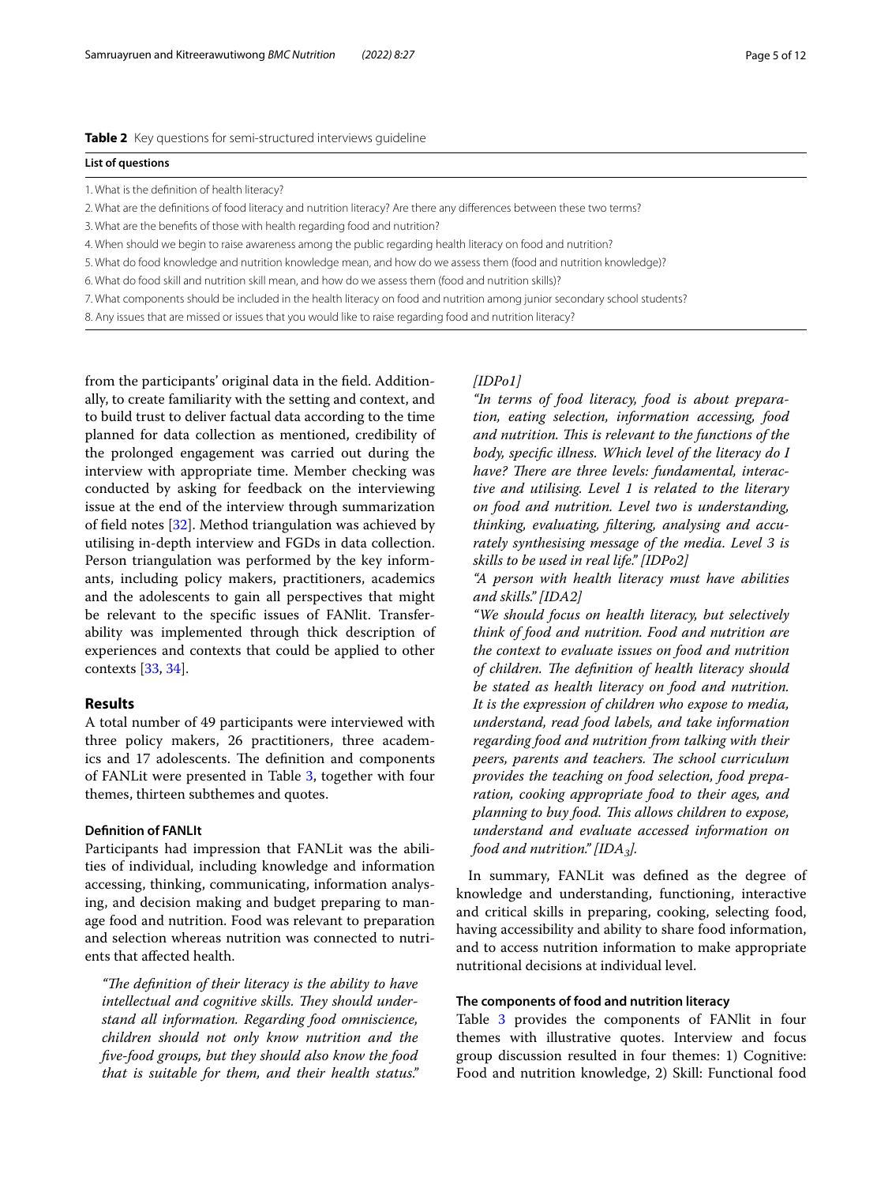**Table 2** Key questions for semi-structured interviews guideline

| List of questions |
|---|
| 1. What is the definition of health literacy? |
| 2. What are the definitions of food literacy and nutrition literacy? Are there any differences between these two terms? |
| 3. What are the benefits of those with health regarding food and nutrition? |
| 4. When should we begin to raise awareness among the public regarding health literacy on food and nutrition? |
| 5. What do food knowledge and nutrition knowledge mean, and how do we assess them (food and nutrition knowledge)? |
| 6. What do food skill and nutrition skill mean, and how do we assess them (food and nutrition skills)? |
| 7. What components should be included in the health literacy on food and nutrition among junior secondary school students? |
| 8. Any issues that are missed or issues that you would like to raise regarding food and nutrition literacy? |

from the participants' original data in the field. Additionally, to create familiarity with the setting and context, and to build trust to deliver factual data according to the time planned for data collection as mentioned, credibility of the prolonged engagement was carried out during the interview with appropriate time. Member checking was conducted by asking for feedback on the interviewing issue at the end of the interview through summarization of field notes [32]. Method triangulation was achieved by utilising in-depth interview and FGDs in data collection. Person triangulation was performed by the key informants, including policy makers, practitioners, academics and the adolescents to gain all perspectives that might be relevant to the specific issues of FANlit. Transferability was implemented through thick description of experiences and contexts that could be applied to other contexts [33, 34].

## Results

A total number of 49 participants were interviewed with three policy makers, 26 practitioners, three academics and 17 adolescents. The definition and components of FANLit were presented in Table 3, together with four themes, thirteen subthemes and quotes.

### Definition of FANLIt

Participants had impression that FANLit was the abilities of individual, including knowledge and information accessing, thinking, communicating, information analysing, and decision making and budget preparing to manage food and nutrition. Food was relevant to preparation and selection whereas nutrition was connected to nutrients that affected health.

> *"The definition of their literacy is the ability to have intellectual and cognitive skills. They should understand all information. Regarding food omniscience, children should not only know nutrition and the five-food groups, but they should also know the food that is suitable for them, and their health status." [IDPo1]*
>
> *"In terms of food literacy, food is about preparation, eating selection, information accessing, food and nutrition. This is relevant to the functions of the body, specific illness. Which level of the literacy do I have? There are three levels: fundamental, interactive and utilising. Level 1 is related to the literary on food and nutrition. Level two is understanding, thinking, evaluating, filtering, analysing and accurately synthesising message of the media. Level 3 is skills to be used in real life." [IDPo2]*
>
> *"A person with health literacy must have abilities and skills." [IDA2]*
>
> *"We should focus on health literacy, but selectively think of food and nutrition. Food and nutrition are the context to evaluate issues on food and nutrition of children. The definition of health literacy should be stated as health literacy on food and nutrition. It is the expression of children who expose to media, understand, read food labels, and take information regarding food and nutrition from talking with their peers, parents and teachers. The school curriculum provides the teaching on food selection, food preparation, cooking appropriate food to their ages, and planning to buy food. This allows children to expose, understand and evaluate accessed information on food and nutrition." [$IDA_3$].*

In summary, FANLit was defined as the degree of knowledge and understanding, functioning, interactive and critical skills in preparing, cooking, selecting food, having accessibility and ability to share food information, and to access nutrition information to make appropriate nutritional decisions at individual level.

### The components of food and nutrition literacy

Table 3 provides the components of FANlit in four themes with illustrative quotes. Interview and focus group discussion resulted in four themes: 1) Cognitive: Food and nutrition knowledge, 2) Skill: Functional food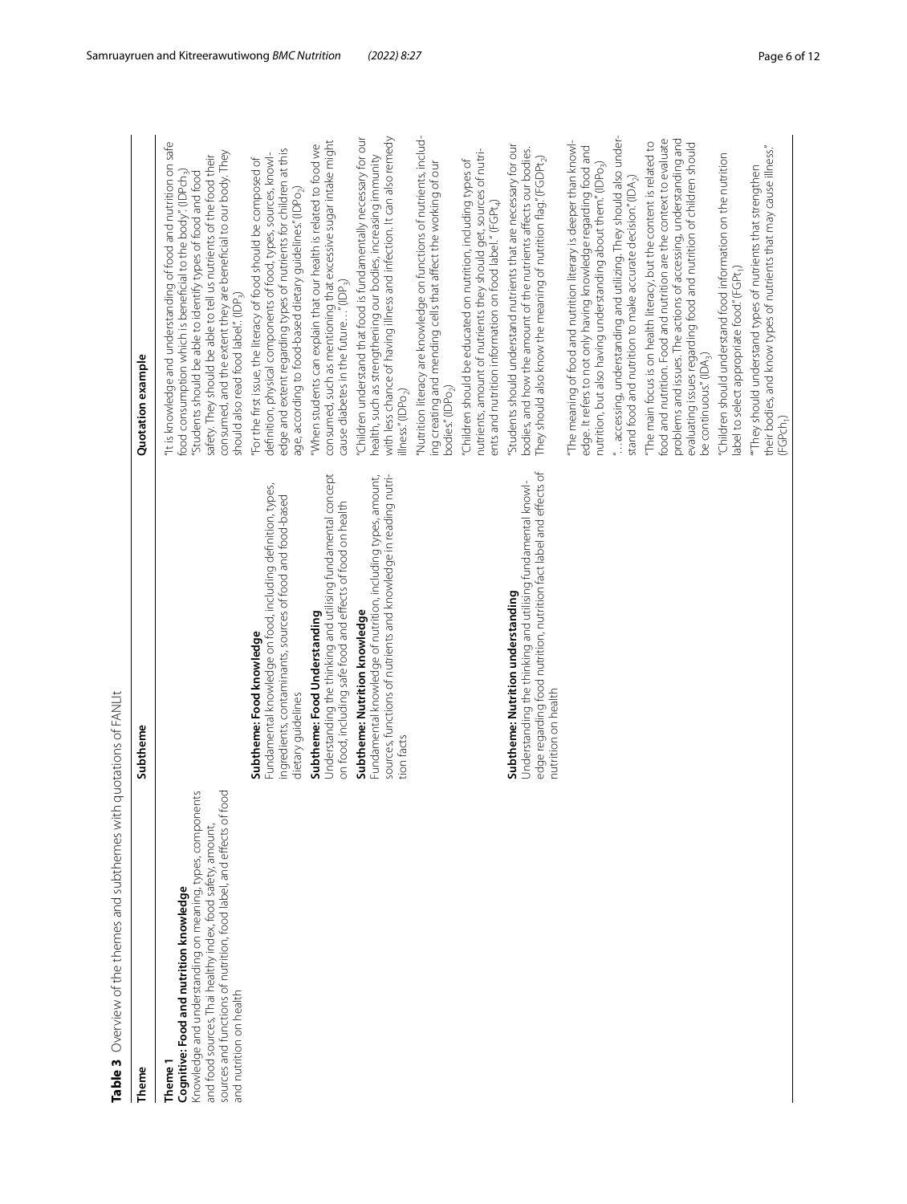**Table 3** Overview of the themes and subthemes with quotations of FANLit

| Theme | Subtheme | Quotation example |
|---|---|---|
| **Theme 1**<br>**Cognitive: Food and nutrition knowledge**<br>Knowledge and understanding on meaning, types, components and food sources, Thai healthy index, food safety, amount, sources and functions of nutrition, food label, and effects of food and nutrition on health | | "It is knowledge and understanding of food and nutrition on safe food consumption which is beneficial to the body." (IDPch$_3$)<br>"Students should be able to identify types of food and food safety. They should be able to tell us nutrients of the food their consumed, and the extent they are beneficial to our body. They should also read food label." (IDP$_3$) |
| | **Subtheme: Food knowledge**<br>Fundamental knowledge on food, including definition, types, ingredients, contaminants, sources of food and food-based dietary guidelines | "For the first issue, the literacy of food should be composed of definition, physical components of food, types, sources, knowledge and extent regarding types of nutrients for children at this age, according to food-based dietary guidelines." (IDPo$_1$) |
| | **Subtheme: Food Understanding**<br>Understanding the thinking and utilising fundamental concept on food, including safe food and effects of food on health | "When students can explain that our health is related to food we consumed, such as mentioning that excessive sugar intake might cause diabetes in the future…" (IDP$_2$) |
| | **Subtheme: Nutrition knowledge**<br>Fundamental knowledge of nutrition, including types, amount, sources, functions of nutrients and knowledge in reading nutrition facts | "Children understand that food is fundamentally necessary for our health, such as strengthening our bodies, increasing immunity with less chance of having illness and infection. It can also remedy illness." (IDPo$_2$)<br>"Nutrition literacy are knowledge on functions of nutrients, including creating and mending cells that affect the working of our bodies." (IDPo$_2$)<br>"Children should be educated on nutrition, including types of nutrients, amount of nutrients they should get, sources of nutrients and nutrition information on food label." (FGPt$_4$) |
| | **Subtheme: Nutrition understanding**<br>Understanding the thinking and utilising fundamental knowledge regarding food nutrition, nutrition fact label and effects of nutrition on health | "Students should understand nutrients that are necessary for our bodies, and how the amount of the nutrients affects our bodies. They should also know the meaning of nutrition flag." (FGDPt$_2$)<br>"The meaning of food and nutrition literacy is deeper than knowledge. It refers to not only having knowledge regarding food and nutrition, but also having understanding about them." (IDPo$_3$)<br>"…accessing, understanding and utilizing. They should also understand food and nutrition to make accurate decision." (IDA$_2$)<br>"The main focus is on health literacy, but the content is related to food and nutrition. Food and nutrition are the context to evaluate problems and issues. The actions of accessing, understanding and evaluating issues regarding food and nutrition of children should be continuous." (IDA$_3$)<br>"Children should understand food information on the nutrition label to select appropriate food." (FGPt$_1$)<br>""They should understand types of nutrients that strengthen their bodies, and know types of nutrients that may cause illness." (FGPch$_1$) |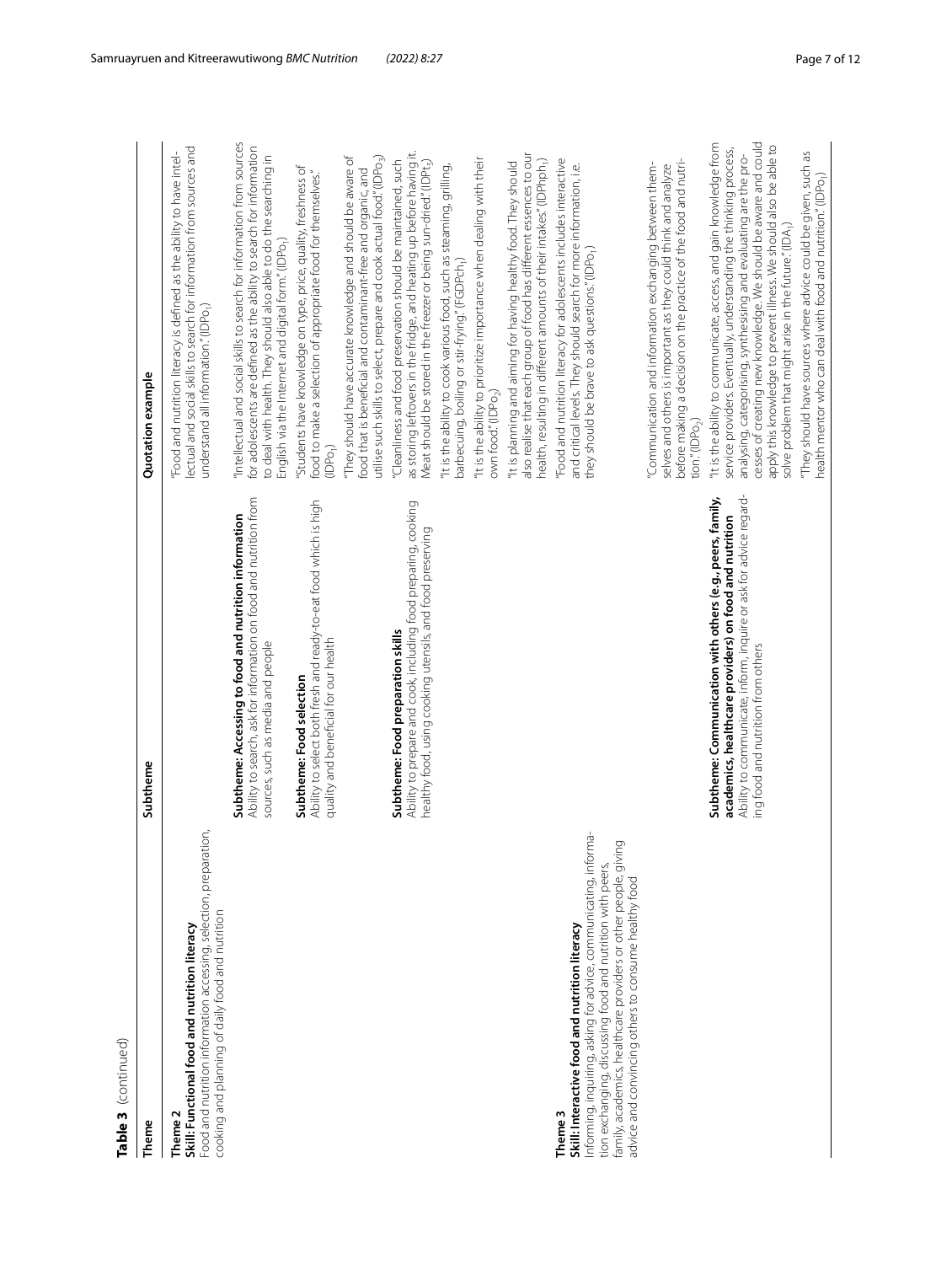**Table 3** (continued)

| Theme | Subtheme | Quotation example |
|---|---|---|
| **Theme 2**<br>**Skill: Functional food and nutrition literacy**<br>Food and nutrition information accessing, selection, preparation, cooking and planning of daily food and nutrition | | "Food and nutrition literacy is defined as the ability to have intellectual and social skills to search for information from sources and understand all information." (IDPo$_1$) |
| | **Subtheme: Accessing to food and nutrition information**<br>Ability to search, ask for information on food and nutrition from sources, such as media and people | "Intellectual and social skills to search for information from sources for adolescents are defined as the ability to search for information to deal with health. They should also able to do the searching in English via the Internet and digital form." (IDPo$_1$) |
| | **Subtheme: Food selection**<br>Ability to select both fresh and ready-to-eat food which is high quality and beneficial for our health | "Students have knowledge on type, price, quality, freshness of food to make a selection of appropriate food for themselves." (IDPo$_1$) |
| | | "They should have accurate knowledge and should be aware of food that is beneficial and contaminant-free and organic, and utilise such skills to select, prepare and cook actual food." (IDPo$_3$) |
| | **Subtheme: Food preparation skills**<br>Ability to prepare and cook, including food preparing, cooking healthy food, using cooking utensils, and food preserving | "Cleanliness and food preservation should be maintained, such as storing leftovers in the fridge, and heating up before having it. Meat should be stored in the freezer or being sun-dried." (IDPt$_2$) |
| | | "It is the ability to cook various food, such as steaming, grilling, barbecuing, boiling or stir-frying." (FGDPch$_1$) |
| | | "It is the ability to prioritize importance when dealing with their own food." (IDPo$_2$) |
| | | "It is planning and aiming for having healthy food. They should also realise that each group of food has different essences to our health, resulting in different amounts of their intakes." (IDPhph$_1$) |
| **Theme 3**<br>**Skill: Interactive food and nutrition literacy**<br>Informing, inquiring, asking for advice, communicating, information exchanging, discussing food and nutrition with peers, family, academics, healthcare providers or other people, giving advice and convincing others to consume healthy food | | "Food and nutrition literacy for adolescents includes interactive and critical levels. They should search for more information, i.e. they should be brave to ask questions." (IDPo$_1$) |
| | | "Communication and information exchanging between themselves and others is important as they could think and analyze before making a decision on the practice of the food and nutrition." (IDPo$_2$) |
| | **Subtheme: Communication with others (e.g., peers, family, academics, healthcare providers) on food and nutrition**<br>Ability to communicate, inform, inquire or ask for advice regarding food and nutrition from others | "It is the ability to communicate, access, and gain knowledge from service providers. Eventually, understanding the thinking process, analysing, categorising, synthesising and evaluating are the processes of creating new knowledge. We should be aware and could apply this knowledge to prevent illness. We should also be able to solve problem that might arise in the future." (IDA$_1$) |
| | | "They should have sources where advice could be given, such as health mentor who can deal with food and nutrition." (IDPo$_1$) |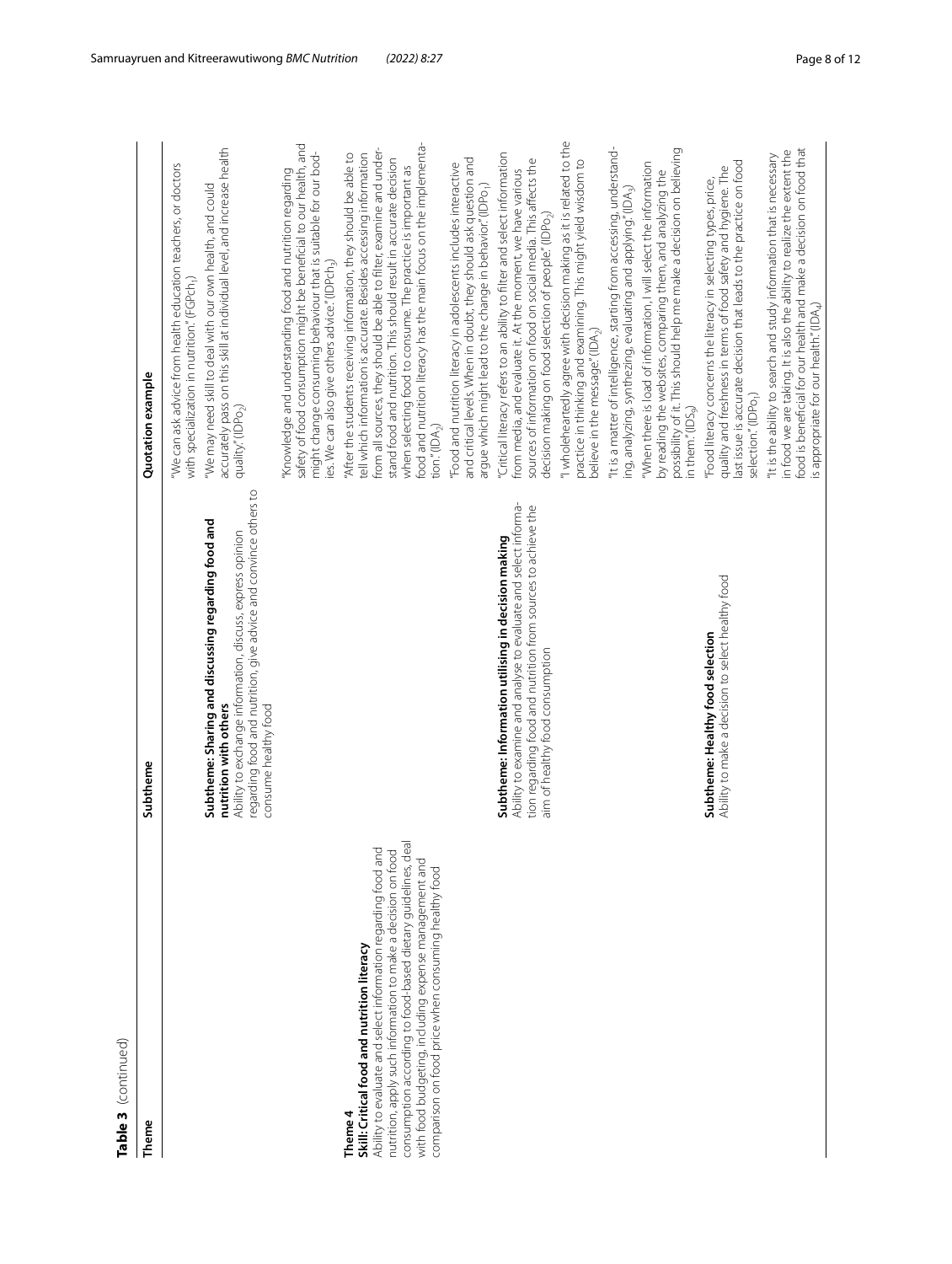**Table 3** (continued)

| Theme | Subtheme | Quotation example |
|---|---|---|
| | | "We can ask advice from health education teachers, or doctors with specialization in nutrition." (FGPch$_1$) |
| | **Subtheme: Sharing and discussing regarding food and nutrition with others**<br>Ability to exchange information, discuss, express opinion regarding food and nutrition, give advice and convince others to consume healthy food | "We may need skill to deal with our own health, and could accurately pass on this skill at individual level, and increase health quality." (IDPo$_2$) |
| | | "Knowledge and understanding food and nutrition regarding safety of food consumption might be beneficial to our health, and might change consuming behaviour that is suitable for our bodies. We can also give others advice." (IDPch$_3$) |
| **Theme 4**<br>**Skill: Critical food and nutrition literacy**<br>Ability to evaluate and select information regarding food and nutrition, apply such information to make a decision on food consumption according to food-based dietary guidelines, deal with food budgeting, including expense management and comparison on food price when consuming healthy food | | "After the students receiving information, they should be able to tell which information is accurate. Besides accessing information from all sources, they should be able to filter, examine and understand food and nutrition. This should result in accurate decision when selecting food to consume. The practice is important as food and nutrition literacy has the main focus on the implementation." (IDA$_2$) |
| | | "Food and nutrition literacy in adolescents includes interactive and critical levels. When in doubt, they should ask question and argue which might lead to the change in behavior." (IDPo$_1$) |
| | **Subtheme: Information utilising in decision making**<br>Ability to examine and analyse to evaluate and select information regarding food and nutrition from sources to achieve the aim of healthy food consumption | "Critical literacy refers to an ability to filter and select information from media, and evaluate it. At the moment, we have various sources of information on food on social media. This affects the decision making on food selection of people." (IDPo$_2$) |
| | | "I wholeheartedly agree with decision making as it is related to the practice in thinking and examining. This might yield wisdom to believe in the message." (IDA$_2$) |
| | | "It is a matter of intelligence, starting from accessing, understanding, analyzing, synthezing, evaluating and applying." (IDA$_3$) |
| | | "When there is load of information, I will select the information by reading the websites, comparing them, and analyzing the possibility of it. This should help me make a decision on believing in them." (IDS$_9$) |
| | **Subtheme: Healthy food selection**<br>Ability to make a decision to select healthy food | "Food literacy concerns the literacy in selecting types, price, quality and freshness in terms of food safety and hygiene. The last issue is accurate decision that leads to the practice on food selection." (IDPo$_1$) |
| | | "It is the ability to search and study information that is necessary in food we are taking. It is also the ability to realize the extent the food is beneficial for our health and make a decision on food that is appropriate for our health." (IDA$_4$) |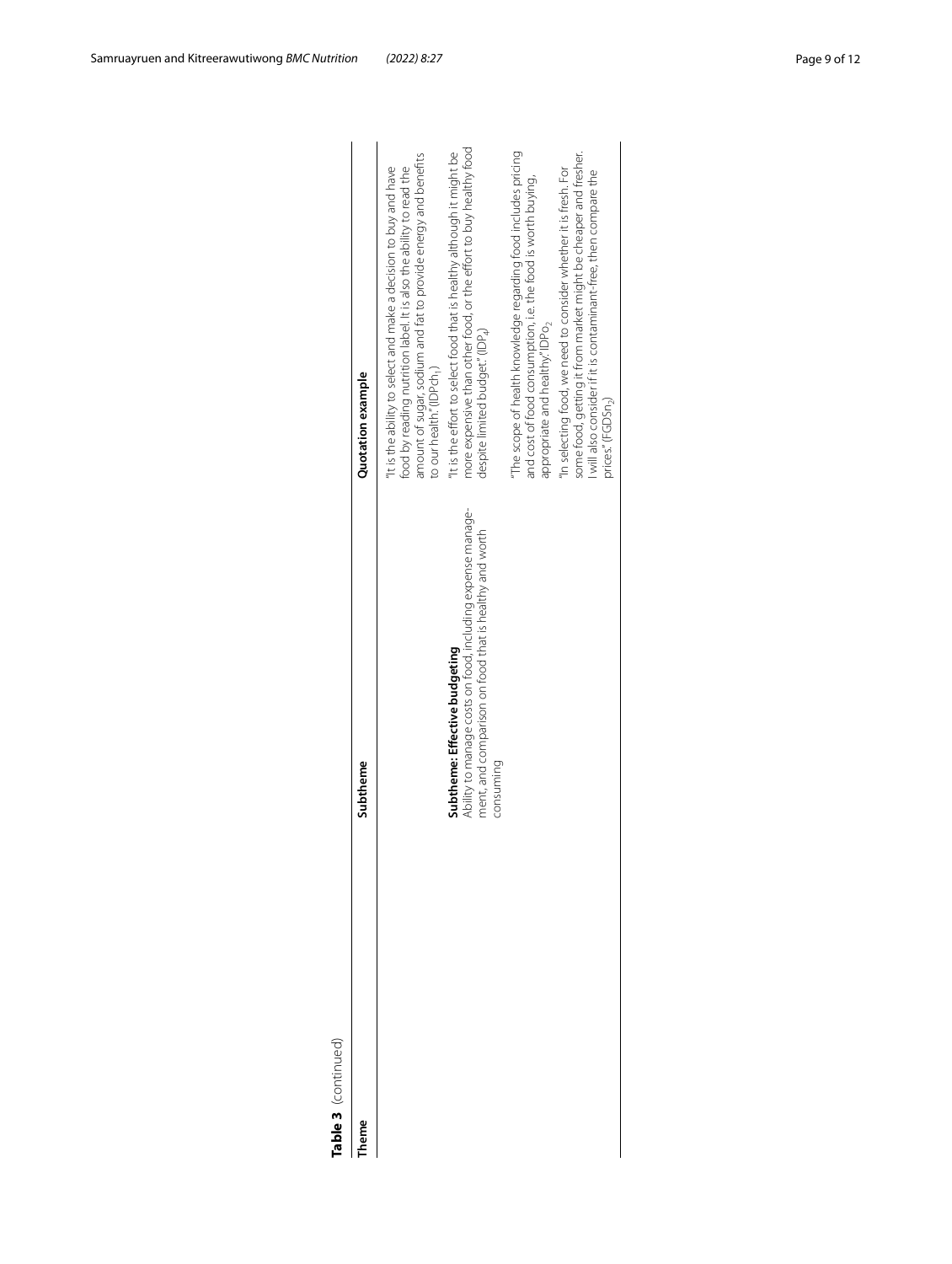**Table 3** (continued)

| Theme | Subtheme | Quotation example |
|---|---|---|
| | | "It is the ability to select and make a decision to buy and have food by reading nutrition label. It is also the ability to read the amount of sugar, sodium and fat to provide energy and benefits to our health." ($IDPch_1$) |
| | **Subtheme: Effective budgeting**<br>Ability to manage costs on food, including expense management, and comparison on food that is healthy and worth consuming | "It is the effort to select food that is healthy although it might be more expensive than other food, or the effort to buy healthy food despite limited budget." ($IDP_4$) |
| | | "The scope of health knowledge regarding food includes pricing and cost of food consumption, i.e. the food is worth buying, appropriate and healthy." ($IDPo_2$) |
| | | "In selecting food, we need to consider whether it is fresh. For some food, getting it from market might be cheaper and fresher. I will also consider if it is contaminant-free, then compare the prices." ($FGDSn_2$) |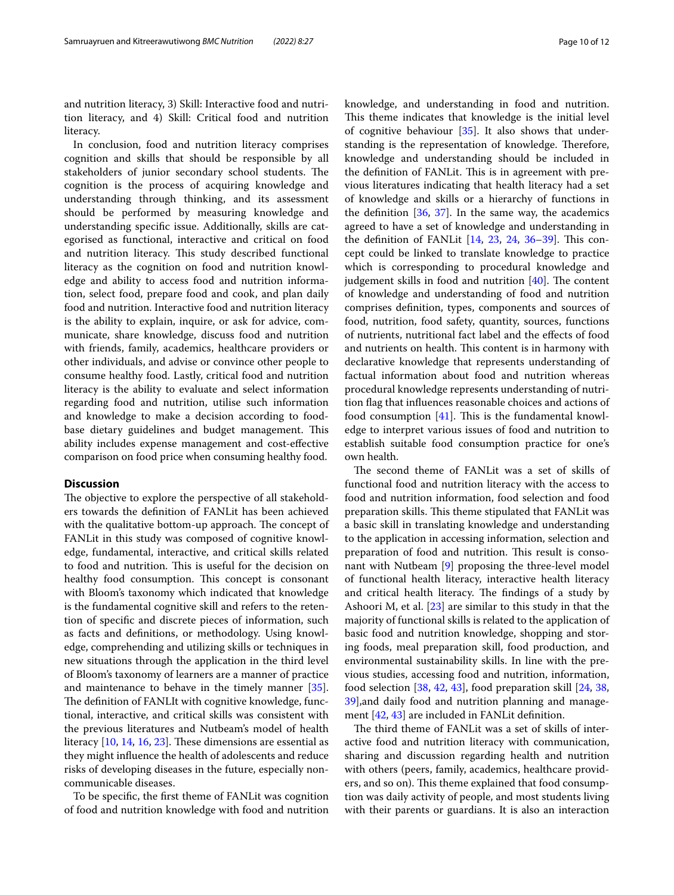and nutrition literacy, 3) Skill: Interactive food and nutrition literacy, and 4) Skill: Critical food and nutrition literacy.

In conclusion, food and nutrition literacy comprises cognition and skills that should be responsible by all stakeholders of junior secondary school students. The cognition is the process of acquiring knowledge and understanding through thinking, and its assessment should be performed by measuring knowledge and understanding specific issue. Additionally, skills are categorised as functional, interactive and critical on food and nutrition literacy. This study described functional literacy as the cognition on food and nutrition knowledge and ability to access food and nutrition information, select food, prepare food and cook, and plan daily food and nutrition. Interactive food and nutrition literacy is the ability to explain, inquire, or ask for advice, communicate, share knowledge, discuss food and nutrition with friends, family, academics, healthcare providers or other individuals, and advise or convince other people to consume healthy food. Lastly, critical food and nutrition literacy is the ability to evaluate and select information regarding food and nutrition, utilise such information and knowledge to make a decision according to food-base dietary guidelines and budget management. This ability includes expense management and cost-effective comparison on food price when consuming healthy food.

## Discussion

The objective to explore the perspective of all stakeholders towards the definition of FANLit has been achieved with the qualitative bottom-up approach. The concept of FANLit in this study was composed of cognitive knowledge, fundamental, interactive, and critical skills related to food and nutrition. This is useful for the decision on healthy food consumption. This concept is consonant with Bloom's taxonomy which indicated that knowledge is the fundamental cognitive skill and refers to the retention of specific and discrete pieces of information, such as facts and definitions, or methodology. Using knowledge, comprehending and utilizing skills or techniques in new situations through the application in the third level of Bloom's taxonomy of learners are a manner of practice and maintenance to behave in the timely manner [35]. The definition of FANLIt with cognitive knowledge, functional, interactive, and critical skills was consistent with the previous literatures and Nutbeam's model of health literacy [10, 14, 16, 23]. These dimensions are essential as they might influence the health of adolescents and reduce risks of developing diseases in the future, especially non-communicable diseases.

To be specific, the first theme of FANLit was cognition of food and nutrition knowledge with food and nutrition knowledge, and understanding in food and nutrition. This theme indicates that knowledge is the initial level of cognitive behaviour [35]. It also shows that understanding is the representation of knowledge. Therefore, knowledge and understanding should be included in the definition of FANLit. This is in agreement with previous literatures indicating that health literacy had a set of knowledge and skills or a hierarchy of functions in the definition [36, 37]. In the same way, the academics agreed to have a set of knowledge and understanding in the definition of FANLit [14, 23, 24, 36–39]. This concept could be linked to translate knowledge to practice which is corresponding to procedural knowledge and judgement skills in food and nutrition [40]. The content of knowledge and understanding of food and nutrition comprises definition, types, components and sources of food, nutrition, food safety, quantity, sources, functions of nutrients, nutritional fact label and the effects of food and nutrients on health. This content is in harmony with declarative knowledge that represents understanding of factual information about food and nutrition whereas procedural knowledge represents understanding of nutrition flag that influences reasonable choices and actions of food consumption [41]. This is the fundamental knowledge to interpret various issues of food and nutrition to establish suitable food consumption practice for one's own health.

The second theme of FANLit was a set of skills of functional food and nutrition literacy with the access to food and nutrition information, food selection and food preparation skills. This theme stipulated that FANLit was a basic skill in translating knowledge and understanding to the application in accessing information, selection and preparation of food and nutrition. This result is consonant with Nutbeam [9] proposing the three-level model of functional health literacy, interactive health literacy and critical health literacy. The findings of a study by Ashoori M, et al. [23] are similar to this study in that the majority of functional skills is related to the application of basic food and nutrition knowledge, shopping and storing foods, meal preparation skill, food production, and environmental sustainability skills. In line with the previous studies, accessing food and nutrition, information, food selection [38, 42, 43], food preparation skill [24, 38, 39],and daily food and nutrition planning and management [42, 43] are included in FANLit definition.

The third theme of FANLit was a set of skills of interactive food and nutrition literacy with communication, sharing and discussion regarding health and nutrition with others (peers, family, academics, healthcare providers, and so on). This theme explained that food consumption was daily activity of people, and most students living with their parents or guardians. It is also an interaction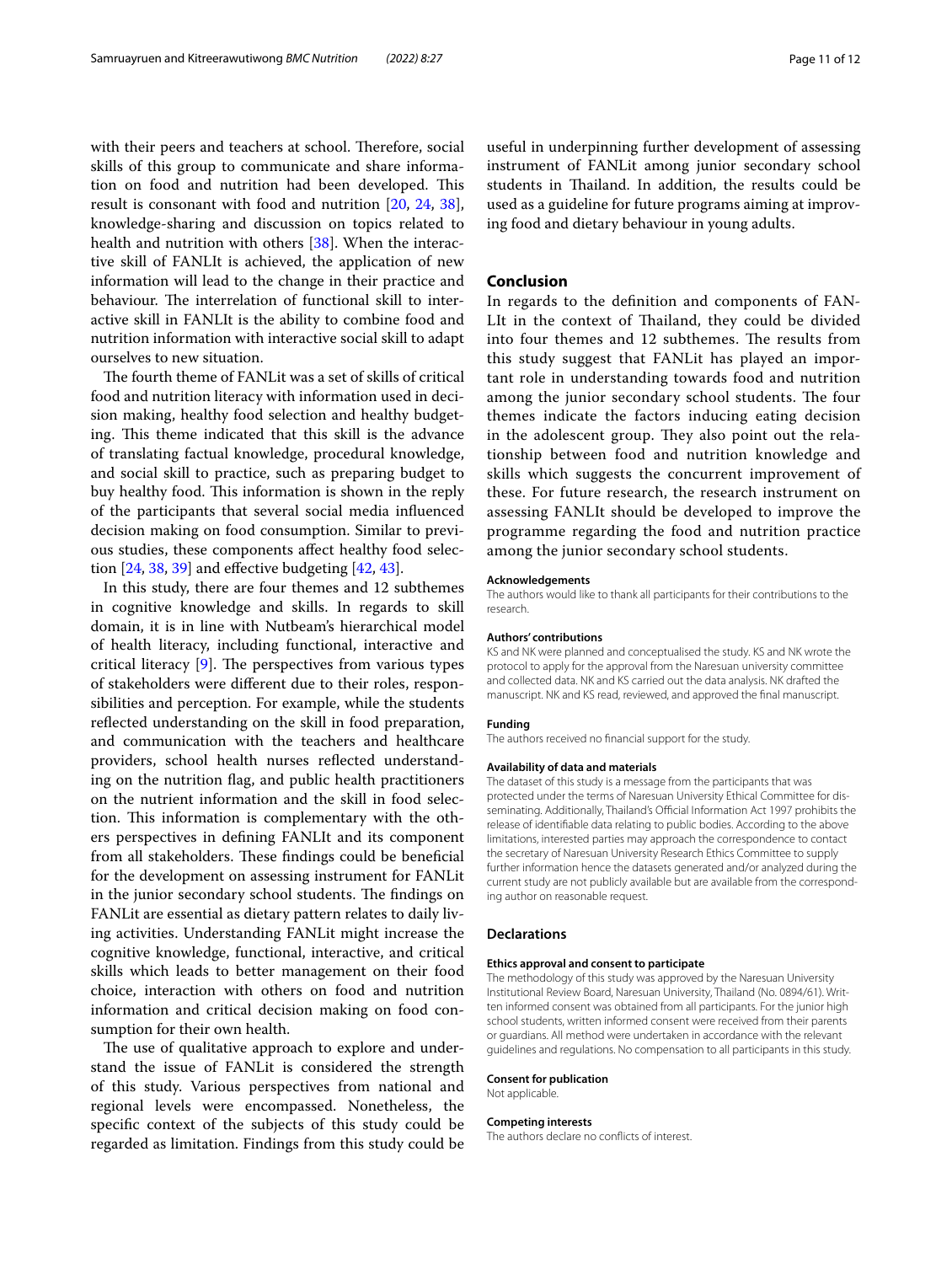with their peers and teachers at school. Therefore, social skills of this group to communicate and share information on food and nutrition had been developed. This result is consonant with food and nutrition [20, 24, 38], knowledge-sharing and discussion on topics related to health and nutrition with others [38]. When the interactive skill of FANLIt is achieved, the application of new information will lead to the change in their practice and behaviour. The interrelation of functional skill to interactive skill in FANLIt is the ability to combine food and nutrition information with interactive social skill to adapt ourselves to new situation.

The fourth theme of FANLit was a set of skills of critical food and nutrition literacy with information used in decision making, healthy food selection and healthy budgeting. This theme indicated that this skill is the advance of translating factual knowledge, procedural knowledge, and social skill to practice, such as preparing budget to buy healthy food. This information is shown in the reply of the participants that several social media influenced decision making on food consumption. Similar to previous studies, these components affect healthy food selection [24, 38, 39] and effective budgeting [42, 43].

In this study, there are four themes and 12 subthemes in cognitive knowledge and skills. In regards to skill domain, it is in line with Nutbeam's hierarchical model of health literacy, including functional, interactive and critical literacy [9]. The perspectives from various types of stakeholders were different due to their roles, responsibilities and perception. For example, while the students reflected understanding on the skill in food preparation, and communication with the teachers and healthcare providers, school health nurses reflected understanding on the nutrition flag, and public health practitioners on the nutrient information and the skill in food selection. This information is complementary with the others perspectives in defining FANLIt and its component from all stakeholders. These findings could be beneficial for the development on assessing instrument for FANLit in the junior secondary school students. The findings on FANLit are essential as dietary pattern relates to daily living activities. Understanding FANLit might increase the cognitive knowledge, functional, interactive, and critical skills which leads to better management on their food choice, interaction with others on food and nutrition information and critical decision making on food consumption for their own health.

The use of qualitative approach to explore and understand the issue of FANLit is considered the strength of this study. Various perspectives from national and regional levels were encompassed. Nonetheless, the specific context of the subjects of this study could be regarded as limitation. Findings from this study could be useful in underpinning further development of assessing instrument of FANLit among junior secondary school students in Thailand. In addition, the results could be used as a guideline for future programs aiming at improving food and dietary behaviour in young adults.

## Conclusion

In regards to the definition and components of FANLIt in the context of Thailand, they could be divided into four themes and 12 subthemes. The results from this study suggest that FANLit has played an important role in understanding towards food and nutrition among the junior secondary school students. The four themes indicate the factors inducing eating decision in the adolescent group. They also point out the relationship between food and nutrition knowledge and skills which suggests the concurrent improvement of these. For future research, the research instrument on assessing FANLIt should be developed to improve the programme regarding the food and nutrition practice among the junior secondary school students.

#### Acknowledgements

The authors would like to thank all participants for their contributions to the research.

#### Authors' contributions

KS and NK were planned and conceptualised the study. KS and NK wrote the protocol to apply for the approval from the Naresuan university committee and collected data. NK and KS carried out the data analysis. NK drafted the manuscript. NK and KS read, reviewed, and approved the final manuscript.

#### Funding

The authors received no financial support for the study.

#### Availability of data and materials

The dataset of this study is a message from the participants that was protected under the terms of Naresuan University Ethical Committee for disseminating. Additionally, Thailand's Official Information Act 1997 prohibits the release of identifiable data relating to public bodies. According to the above limitations, interested parties may approach the correspondence to contact the secretary of Naresuan University Research Ethics Committee to supply further information hence the datasets generated and/or analyzed during the current study are not publicly available but are available from the corresponding author on reasonable request.

### Declarations

#### Ethics approval and consent to participate

The methodology of this study was approved by the Naresuan University Institutional Review Board, Naresuan University, Thailand (No. 0894/61). Written informed consent was obtained from all participants. For the junior high school students, written informed consent were received from their parents or guardians. All method were undertaken in accordance with the relevant guidelines and regulations. No compensation to all participants in this study.

#### Consent for publication

Not applicable.

#### Competing interests

The authors declare no conflicts of interest.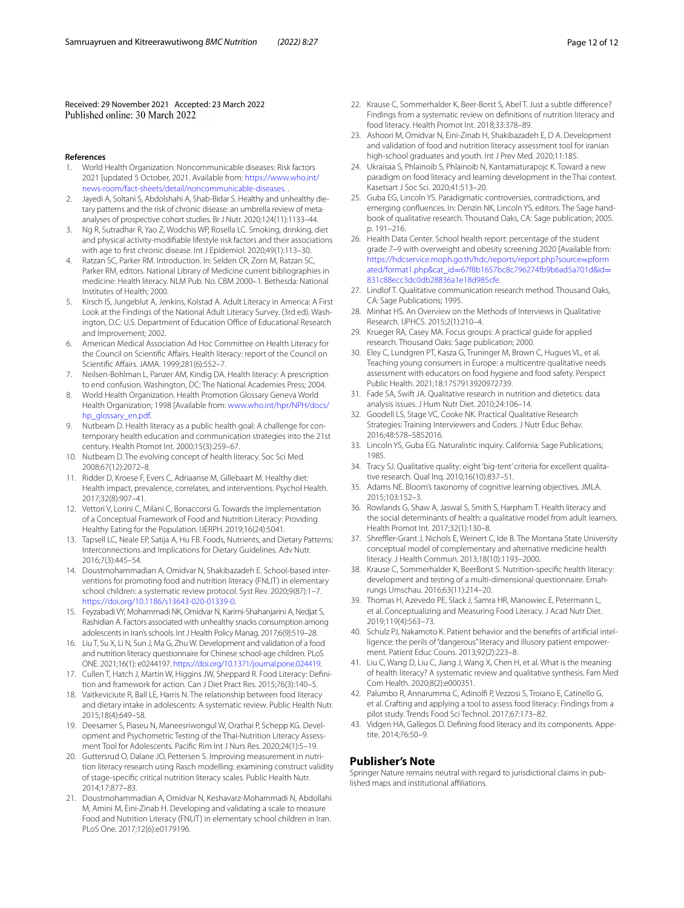Received: 29 November 2021 Accepted: 23 March 2022
Published online: 30 March 2022

#### References

1. World Health Organization. Noncommunicable diseases: Risk factors 2021 [updated 5 October, 2021. Available from: https://www.who.int/news-room/fact-sheets/detail/noncommunicable-diseases. .
2. Jayedi A, Soltani S, Abdolshahi A, Shab-Bidar S. Healthy and unhealthy dietary patterns and the risk of chronic disease: an umbrella review of meta-analyses of prospective cohort studies. Br J Nutr. 2020;124(11):1133–44.
3. Ng R, Sutradhar R, Yao Z, Wodchis WP, Rosella LC. Smoking, drinking, diet and physical activity-modifiable lifestyle risk factors and their associations with age to first chronic disease. Int J Epidemiol. 2020;49(1):113–30.
4. Ratzan SC, Parker RM. Introduction. In: Selden CR, Zorn M, Ratzan SC, Parker RM, editors. National Library of Medicine current bibliographies in medicine: Health literacy. NLM Pub. No. CBM 2000–1. Bethesda: National Institutes of Health; 2000.
5. Kirsch IS, Jungeblut A, Jenkins, Kolstad A. Adult Literacy in America: A First Look at the Findings of the National Adult Literacy Survey. (3rd ed). Washington, D.C: U.S. Department of Education Office of Educational Research and Improvement; 2002.
6. American Medical Association Ad Hoc Committee on Health Literacy for the Council on Scientific Affairs. Health literacy: report of the Council on Scientific Affairs. JAMA. 1999;281(6):552–7.
7. Neilsen-Bohlman L, Panzer AM, Kindig DA. Health literacy: A prescription to end confusion. Washington, DC: The National Academies Press; 2004.
8. World Health Organization. Health Promotion Glossary Geneva World Health Organization; 1998 [Available from: www.who.int/hpr/NPH/docs/hp_glossary_en.pdf.
9. Nutbeam D. Health literacy as a public health goal: A challenge for contemporary health education and communication strategies into the 21st century. Health Promot Int. 2000;15(3):259–67.
10. Nutbeam D. The evolving concept of health literacy. Soc Sci Med. 2008;67(12):2072–8.
11. Ridder D, Kroese F, Evers C, Adriaanse M, Gillebaart M. Healthy diet: Health impact, prevalence, correlates, and interventions. Psychol Health. 2017;32(8):907–41.
12. Vettori V, Lorini C, Milani C, Bonaccorsi G. Towards the Implementation of a Conceptual Framework of Food and Nutrition Literacy: Providing Healthy Eating for the Population. IJERPH. 2019;16(24):5041.
13. Tapsell LC, Neale EP, Satija A, Hu FB. Foods, Nutrients, and Dietary Patterns: Interconnections and Implications for Dietary Guidelines. Adv Nutr. 2016;7(3):445–54.
14. Doustmohammadian A, Omidvar N, Shakibazadeh E. School-based interventions for promoting food and nutrition literacy (FNLIT) in elementary school children: a systematic review protocol. Syst Rev. 2020;9(87):1–7. https://doi.org/10.1186/s13643-020-01339-0.
15. Feyzabadi VY, Mohammadi NK, Omidvar N, Karimi-Shahanjarini A, Nedjat S, Rashidian A. Factors associated with unhealthy snacks consumption among adolescents in Iran's schools. Int J Health Policy Manag. 2017;6(9):519–28.
16. Liu T, Su X, Li N, Sun J, Ma G, Zhu W. Development and validation of a food and nutrition literacy questionnaire for Chinese school-age children. PLoS ONE. 2021;16(1): e0244197. https://doi.org/10.1371/journal.pone.024419.
17. Cullen T, Hatch J, Martin W, Higgins JW, Sheppard R. Food Literacy: Definition and framework for action. Can J Diet Pract Res. 2015;76(3):140–5.
18. Vaitkeviciute R, Ball LE, Harris N. The relationship between food literacy and dietary intake in adolescents: A systematic review. Public Health Nutr. 2015;18(4):649–58.
19. Deesamer S, Piaseu N, Maneesriwongul W, Orathai P, Schepp KG. Development and Psychometric Testing of the Thai-Nutrition Literacy Assessment Tool for Adolescents. Pacific Rim Int J Nurs Res. 2020;24(1):5–19.
20. Guttersrud O, Dalane JO, Pettersen S. Improving measurement in nutrition literacy research using Rasch modelling: examining construct validity of stage-specific critical nutrition literacy scales. Public Health Nutr. 2014;17:877–83.
21. Doustmohammadian A, Omidvar N, Keshavarz-Mohammadi N, Abdollahi M, Amini M, Eini-Zinab H. Developing and validating a scale to measure Food and Nutrition Literacy (FNLIT) in elementary school children in Iran. PLoS One. 2017;12(6):e0179196.
22. Krause C, Sommerhalder K, Beer-Borst S, Abel T. Just a subtle difference? Findings from a systematic review on definitions of nutrition literacy and food literacy. Health Promot Int. 2018;33:378–89.
23. Ashoori M, Omidvar N, Eini-Zinab H, Shakibazadeh E, D A. Development and validation of food and nutrition literacy assessment tool for iranian high-school graduates and youth. Int J Prev Med. 2020;11:185.
24. Ukraisaa S, Phlainoib S, Phlainoib N, Kantamaturapojc K. Toward a new paradigm on food literacy and learning development in the Thai context. Kasetsart J Soc Sci. 2020;41:513–20.
25. Guba EG, Lincoln YS. Paradigmatic controversies, contradictions, and emerging confluences. In: Denzin NK, Lincoln YS, editors. The Sage handbook of qualitative research. Thousand Oaks, CA: Sage publication; 2005. p. 191–216.
26. Health Data Center. School health report: percentage of the student grade 7–9 with overweight and obesity screening 2020 [Available from: https://hdcservice.moph.go.th/hdc/reports/report.php?source=pformated/format1.php&cat_id=67f8b1657bc8c796274fb9b6ad5a701d&id=831c88ecc3dc0db28836a1e18d985cfe.
27. Lindlof T. Qualitative communication research method. Thousand Oaks, CA: Sage Publications; 1995.
28. Minhat HS. An Overview on the Methods of Interviews in Qualitative Research. IJPHCS. 2015;2(1):210–4.
29. Krueger RA, Casey MA. Focus groups: A practical guide for applied research. Thousand Oaks: Sage publication; 2000.
30. Eley C, Lundgren PT, Kasza G, Truninger M, Brown C, Hugues VL, et al. Teaching young consumers in Europe: a multicentre qualitative needs assessment with educators on food hygiene and food safety. Perspect Public Health. 2021;18:1757913920972739.
31. Fade SA, Swift JA. Qualitative research in nutrition and dietetics: data analysis issues. J Hum Nutr Diet. 2010;24:106–14.
32. Goodell LS, Stage VC, Cooke NK. Practical Qualitative Research Strategies: Training Interviewers and Coders. J Nutr Educ Behav. 2016;48:578–5852016.
33. Lincoln YS, Guba EG. Naturalistic inquiry. California: Sage Publications; 1985.
34. Tracy SJ. Qualitative quality: eight 'big-tent' criteria for excellent qualitative research. Qual Inq. 2010;16(10):837–51.
35. Adams NE. Bloom's taxonomy of cognitive learning objectives. JMLA. 2015;103:152–3.
36. Rowlands G, Shaw A, Jaswal S, Smith S, Harpham T. Health literacy and the social determinants of health: a qualitative model from adult learners. Health Promot Int. 2017;32(1):130–8.
37. Shreffler-Grant J, Nichols E, Weinert C, Ide B. The Montana State University conceptual model of complementary and alternative medicine health literacy. J Health Commun. 2013;18(10):1193–2000.
38. Krause C, Sommerhalder K, BeerBorst S. Nutrition-specific health literacy: development and testing of a multi-dimensional questionnaire. Ernahrungs Umschau. 2016;63(11):214–20.
39. Thomas H, Azevedo PE, Slack J, Samra HR, Manowiec E, Petermann L, et al. Conceptualizing and Measuring Food Literacy. J Acad Nutr Diet. 2019;119(4):563–73.
40. Schulz PJ, Nakamoto K. Patient behavior and the benefits of artificial intelligence: the perils of "dangerous" literacy and illusory patient empowerment. Patient Educ Couns. 2013;92(2):223–8.
41. Liu C, Wang D, Liu C, Jiang J, Wang X, Chen H, et al. What is the meaning of health literacy? A systematic review and qualitative synthesis. Fam Med Com Health. 2020;8(2):e000351.
42. Palumbo R, Annarumma C, Adinolfi P, Vezzosi S, Troiano E, Catinello G, et al. Crafting and applying a tool to assess food literacy: Findings from a pilot study. Trends Food Sci Technol. 2017;67:173–82.
43. Vidgen HA, Gallegos D. Defining food literacy and its components. Appetite. 2014;76:50–9.

## Publisher's Note

Springer Nature remains neutral with regard to jurisdictional claims in published maps and institutional affiliations.